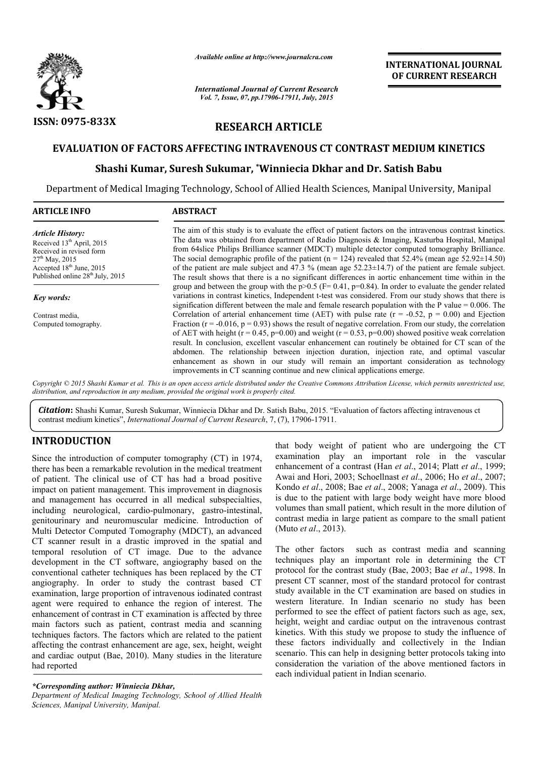ISSN: 0975-833X

*Available online at http://www.journalcra.com*

*International Journal of Current Research*
*Vol. 7, Issue, 07, pp.17906-17911, July, 2015*

**INTERNATIONAL JOURNAL OF CURRENT RESEARCH**

## RESEARCH ARTICLE

# EVALUATION OF FACTORS AFFECTING INTRAVENOUS CT CONTRAST MEDIUM KINETICS

### Shashi Kumar, Suresh Sukumar, *Winniecia Dkhar and Dr. Satish Babu

Department of Medical Imaging Technology, School of Allied Health Sciences, Manipal University, Manipal

**ARTICLE INFO**

*Article History:*
Received 13th April, 2015
Received in revised form
27th May, 2015
Accepted 18th June, 2015
Published online 28th July, 2015

*Key words:*

Contrast media,
Computed tomography.

**ABSTRACT**

The aim of this study is to evaluate the effect of patient factors on the intravenous contrast kinetics. The data was obtained from department of Radio Diagnosis & Imaging, Kasturba Hospital, Manipal from 64slice Philips Brilliance scanner (MDCT) multiple detector computed tomography Brilliance. The social demographic profile of the patient (n = 124) revealed that 52.4% (mean age 52.92±14.50) of the patient are male subject and 47.3 % (mean age 52.23±14.7) of the patient are female subject. The result shows that there is a no significant differences in aortic enhancement time within in the group and between the group with the p>0.5 (F= 0.41, p=0.84). In order to evaluate the gender related variations in contrast kinetics, Independent t-test was considered. From our study shows that there is signification different between the male and female research population with the P value = 0.006. The Correlation of arterial enhancement time (AET) with pulse rate (r = -0.52, p = 0.00) and Ejection Fraction (r = -0.016, p = 0.93) shows the result of negative correlation. From our study, the correlation of AET with height (r = 0.45, p=0.00) and weight (r = 0.53, p=0.00) showed positive weak correlation result. In conclusion, excellent vascular enhancement can routinely be obtained for CT scan of the abdomen. The relationship between injection duration, injection rate, and optimal vascular enhancement as shown in our study will remain an important consideration as technology improvements in CT scanning continue and new clinical applications emerge.

*Copyright © 2015 Shashi Kumar et al. This is an open access article distributed under the Creative Commons Attribution License, which permits unrestricted use, distribution, and reproduction in any medium, provided the original work is properly cited.*

***Citation*: Shashi Kumar, Suresh Sukumar, Winniecia Dkhar and Dr. Satish Babu, 2015. "Evaluation of factors affecting intravenous ct contrast medium kinetics", *International Journal of Current Research*, 7, (7), 17906-17911.**

## INTRODUCTION

Since the introduction of computer tomography (CT) in 1974, there has been a remarkable revolution in the medical treatment of patient. The clinical use of CT has had a broad positive impact on patient management. This improvement in diagnosis and management has occurred in all medical subspecialties, including neurological, cardio-pulmonary, gastro-intestinal, genitourinary and neuromuscular medicine. Introduction of Multi Detector Computed Tomography (MDCT), an advanced CT scanner result in a drastic improved in the spatial and temporal resolution of CT image. Due to the advance development in the CT software, angiography based on the conventional catheter techniques has been replaced by the CT angiography. In order to study the contrast based CT examination, large proportion of intravenous iodinated contrast agent were required to enhance the region of interest. The enhancement of contrast in CT examination is affected by three main factors such as patient, contrast media and scanning techniques factors. The factors which are related to the patient affecting the contrast enhancement are age, sex, height, weight and cardiac output (Bae, 2010). Many studies in the literature had reported that body weight of patient who are undergoing the CT examination play an important role in the vascular enhancement of a contrast (Han *et al*., 2014; Platt *et al*., 1999; Awai and Hori, 2003; Schoellnast *et al*., 2006; Ho *et al*., 2007; Kondo *et al*., 2008; Bae *et al*., 2008; Yanaga *et al*., 2009). This is due to the patient with large body weight have more blood volumes than small patient, which result in the more dilution of contrast media in large patient as compare to the small patient (Muto *et al*., 2013).

The other factors such as contrast media and scanning techniques play an important role in determining the CT protocol for the contrast study (Bae, 2003; Bae *et al*., 1998. In present CT scanner, most of the standard protocol for contrast study available in the CT examination are based on studies in western literature. In Indian scenario no study has been performed to see the effect of patient factors such as age, sex, height, weight and cardiac output on the intravenous contrast kinetics. With this study we propose to study the influence of these factors individually and collectively in the Indian scenario. This can help in designing better protocols taking into consideration the variation of the above mentioned factors in each individual patient in Indian scenario.

**\*Corresponding author: Winniecia Dkhar,**
*Department of Medical Imaging Technology, School of Allied Health Sciences, Manipal University, Manipal.*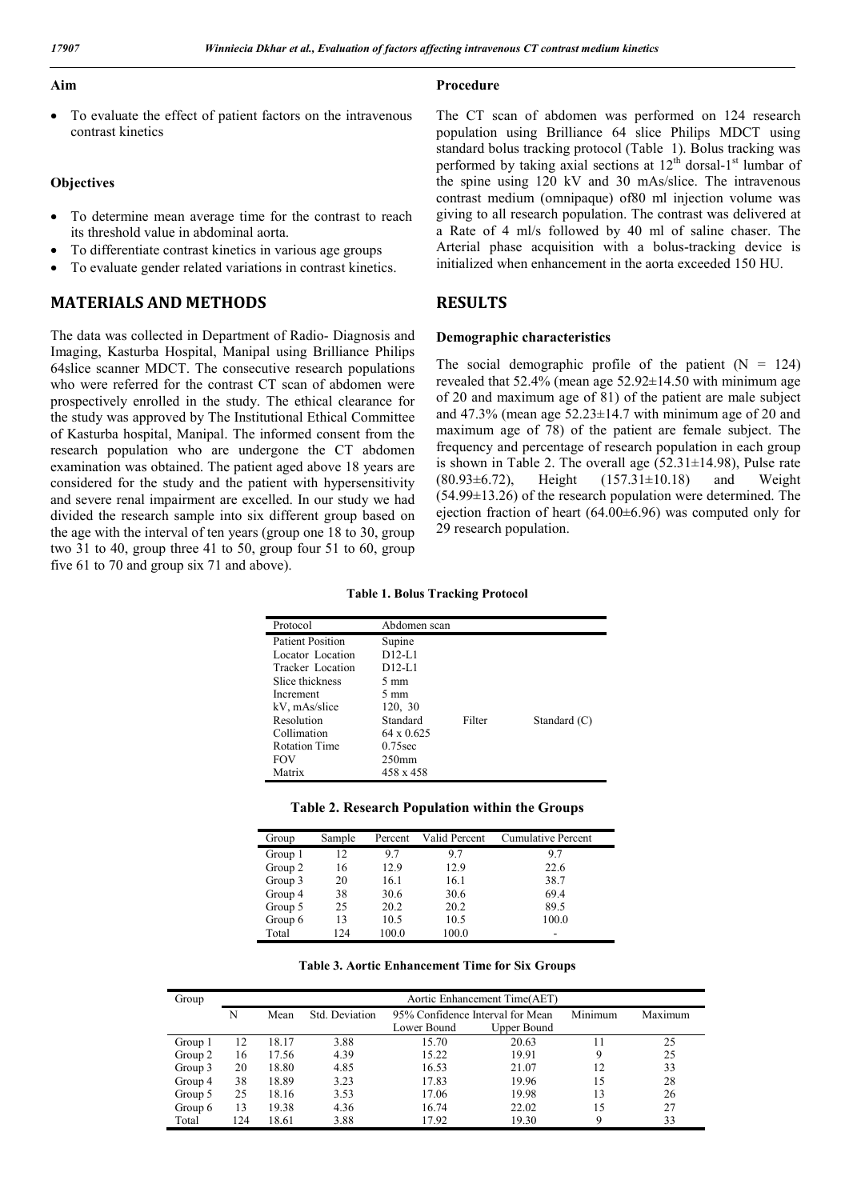**Aim**

- To evaluate the effect of patient factors on the intravenous contrast kinetics

**Objectives**

- To determine mean average time for the contrast to reach its threshold value in abdominal aorta.
- To differentiate contrast kinetics in various age groups
- To evaluate gender related variations in contrast kinetics.

## MATERIALS AND METHODS

The data was collected in Department of Radio- Diagnosis and Imaging, Kasturba Hospital, Manipal using Brilliance Philips 64slice scanner MDCT. The consecutive research populations who were referred for the contrast CT scan of abdomen were prospectively enrolled in the study. The ethical clearance for the study was approved by The Institutional Ethical Committee of Kasturba hospital, Manipal. The informed consent from the research population who are undergone the CT abdomen examination was obtained. The patient aged above 18 years are considered for the study and the patient with hypersensitivity and severe renal impairment are excelled. In our study we had divided the research sample into six different group based on the age with the interval of ten years (group one 18 to 30, group two 31 to 40, group three 41 to 50, group four 51 to 60, group five 61 to 70 and group six 71 and above).

**Procedure**

The CT scan of abdomen was performed on 124 research population using Brilliance 64 slice Philips MDCT using standard bolus tracking protocol (Table 1). Bolus tracking was performed by taking axial sections at 12[th] dorsal-1[st] lumbar of the spine using 120 kV and 30 mAs/slice. The intravenous contrast medium (omnipaque) of80 ml injection volume was giving to all research population. The contrast was delivered at a Rate of 4 ml/s followed by 40 ml of saline chaser. The Arterial phase acquisition with a bolus-tracking device is initialized when enhancement in the aorta exceeded 150 HU.

## RESULTS

**Demographic characteristics**

The social demographic profile of the patient (N = 124) revealed that 52.4% (mean age 52.92±14.50 with minimum age of 20 and maximum age of 81) of the patient are male subject and 47.3% (mean age 52.23±14.7 with minimum age of 20 and maximum age of 78) of the patient are female subject. The frequency and percentage of research population in each group is shown in Table 2. The overall age (52.31±14.98), Pulse rate (80.93±6.72), Height (157.31±10.18) and Weight (54.99±13.26) of the research population were determined. The ejection fraction of heart (64.00±6.96) was computed only for 29 research population.

**Table 1. Bolus Tracking Protocol**

| Protocol | Abdomen scan | | |
|---|---|---|---|
| Patient Position | Supine | | |
| Locator Location | D12-L1 | | |
| Tracker Location | D12-L1 | | |
| Slice thickness | 5 mm | | |
| Increment | 5 mm | | |
| kV, mAs/slice | 120, 30 | | |
| Resolution | Standard | Filter | Standard (C) |
| Collimation | 64 x 0.625 | | |
| Rotation Time | 0.75sec | | |
| FOV | 250mm | | |
| Matrix | 458 x 458 | | |

**Table 2. Research Population within the Groups**

| Group | Sample | Percent | Valid Percent | Cumulative Percent |
|---|---|---|---|---|
| Group 1 | 12 | 9.7 | 9.7 | 9.7 |
| Group 2 | 16 | 12.9 | 12.9 | 22.6 |
| Group 3 | 20 | 16.1 | 16.1 | 38.7 |
| Group 4 | 38 | 30.6 | 30.6 | 69.4 |
| Group 5 | 25 | 20.2 | 20.2 | 89.5 |
| Group 6 | 13 | 10.5 | 10.5 | 100.0 |
| Total | 124 | 100.0 | 100.0 | - |

**Table 3. Aortic Enhancement Time for Six Groups**

| Group | Aortic Enhancement Time(AET) | | | | | | |
|---|---|---|---|---|---|---|---|
| | N | Mean | Std. Deviation | 95% Confidence Interval for Mean | | Minimum | Maximum |
| | | | | Lower Bound | Upper Bound | | |
| Group 1 | 12 | 18.17 | 3.88 | 15.70 | 20.63 | 11 | 25 |
| Group 2 | 16 | 17.56 | 4.39 | 15.22 | 19.91 | 9 | 25 |
| Group 3 | 20 | 18.80 | 4.85 | 16.53 | 21.07 | 12 | 33 |
| Group 4 | 38 | 18.89 | 3.23 | 17.83 | 19.96 | 15 | 28 |
| Group 5 | 25 | 18.16 | 3.53 | 17.06 | 19.98 | 13 | 26 |
| Group 6 | 13 | 19.38 | 4.36 | 16.74 | 22.02 | 15 | 27 |
| Total | 124 | 18.61 | 3.88 | 17.92 | 19.30 | 9 | 33 |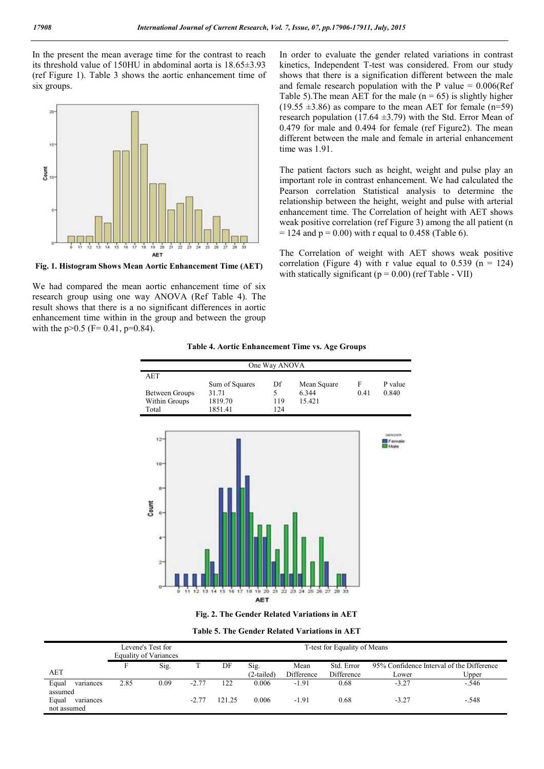In the present the mean average time for the contrast to reach its threshold value of 150HU in abdominal aorta is 18.65±3.93 (ref Figure 1). Table 3 shows the aortic enhancement time of six groups.

**Fig. 1. Histogram Shows Mean Aortic Enhancement Time (AET)**

We had compared the mean aortic enhancement time of six research group using one way ANOVA (Ref Table 4). The result shows that there is a no significant differences in aortic enhancement time within in the group and between the group with the p>0.5 (F= 0.41, p=0.84).

In order to evaluate the gender related variations in contrast kinetics, Independent T-test was considered. From our study shows that there is a signification different between the male and female research population with the P value = 0.006(Ref Table 5).The mean AET for the male (n = 65) is slightly higher (19.55 ±3.86) as compare to the mean AET for female (n=59) research population (17.64 ±3.79) with the Std. Error Mean of 0.479 for male and 0.494 for female (ref Figure2). The mean different between the male and female in arterial enhancement time was 1.91.

The patient factors such as height, weight and pulse play an important role in contrast enhancement. We had calculated the Pearson correlation Statistical analysis to determine the relationship between the height, weight and pulse with arterial enhancement time. The Correlation of height with AET shows weak positive correlation (ref Figure 3) among the all patient (n = 124 and p = 0.00) with r equal to 0.458 (Table 6).

The Correlation of weight with AET shows weak positive correlation (Figure 4) with r value equal to 0.539 (n = 124) with statically significant (p = 0.00) (ref Table - VII)

**Table 4. Aortic Enhancement Time vs. Age Groups**

| One Way ANOVA | | | | | |
|---|---|---|---|---|---|
| AET | | | | | |
| | Sum of Squares | Df | Mean Square | F | P value |
| Between Groups | 31.71 | 5 | 6.344 | 0.41 | 0.840 |
| Within Groups | 1819.70 | 119 | 15.421 | | |
| Total | 1851.41 | 124 | | | |

**Fig. 2. The Gender Related Variations in AET**

**Table 5. The Gender Related Variations in AET**

| | Levene's Test for Equality of Variances | | T-test for Equality of Means | | | | | | |
|---|---|---|---|---|---|---|---|---|---|
| AET | F | Sig. | T | DF | Sig. (2-tailed) | Mean Difference | Std. Error Difference | 95% Confidence Interval of the Difference Lower | Upper |
| Equal variances assumed | 2.85 | 0.09 | -2.77 | 122 | 0.006 | -1.91 | 0.68 | -3.27 | -.546 |
| Equal variances not assumed | | | -2.77 | 121.25 | 0.006 | -1.91 | 0.68 | -3.27 | -.548 |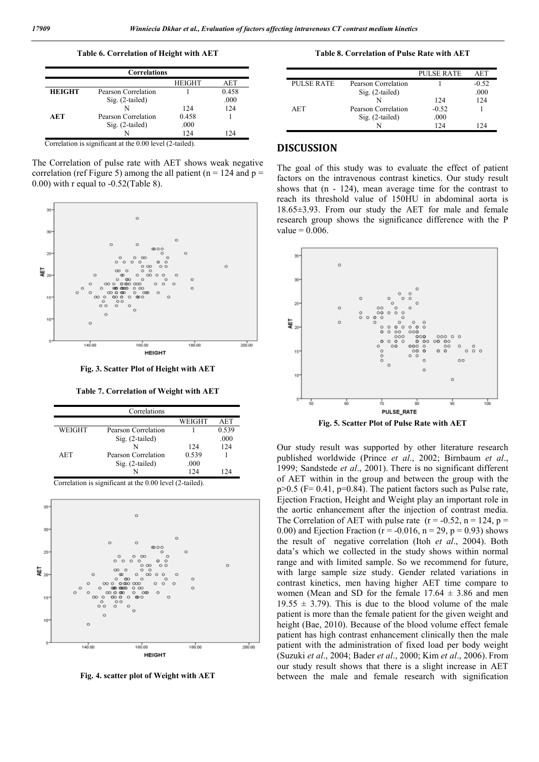**Table 6. Correlation of Height with AET**

| Correlations | | | |
|---|---|---|---|
| | | HEIGHT | AET |
| **HEIGHT** | Pearson Correlation | 1 | 0.458 |
| | Sig. (2-tailed) | | .000 |
| | N | 124 | 124 |
| **AET** | Pearson Correlation | 0.458 | 1 |
| | Sig. (2-tailed) | .000 | |
| | N | 124 | 124 |

Correlation is significant at the 0.00 level (2-tailed).

The Correlation of pulse rate with AET shows weak negative correlation (ref Figure 5) among the all patient (n = 124 and p = 0.00) with r equal to -0.52(Table 8).

Fig. 3. Scatter Plot of Height with AET

**Table 7. Correlation of Weight with AET**

| Correlations | | | |
|---|---|---|---|
| | | WEIGHT | AET |
| WEIGHT | Pearson Correlation | 1 | 0.539 |
| | Sig. (2-tailed) | | .000 |
| | N | 124 | 124 |
| AET | Pearson Correlation | 0.539 | 1 |
| | Sig. (2-tailed) | .000 | |
| | N | 124 | 124 |

Correlation is significant at the 0.00 level (2-tailed).

Fig. 4. scatter plot of Weight with AET

**Table 8. Correlation of Pulse Rate with AET**

| | | PULSE RATE | AET |
|---|---|---|---|
| PULSE RATE | Pearson Correlation | 1 | -0.52 |
| | Sig. (2-tailed) | | .000 |
| | N | 124 | 124 |
| AET | Pearson Correlation | -0.52 | 1 |
| | Sig. (2-tailed) | .000 | |
| | N | 124 | 124 |

## DISCUSSION

The goal of this study was to evaluate the effect of patient factors on the intravenous contrast kinetics. Our study result shows that (n - 124), mean average time for the contrast to reach its threshold value of 150HU in abdominal aorta is 18.65±3.93. From our study the AET for male and female research group shows the significance difference with the P value = 0.006.

Fig. 5. Scatter Plot of Pulse Rate with AET

Our study result was supported by other literature research published worldwide (Prince *et al*., 2002; Birnbaum *et al*., 1999; Sandstede *et al*., 2001). There is no significant different of AET within in the group and between the group with the p>0.5 (F= 0.41, p=0.84). The patient factors such as Pulse rate, Ejection Fraction, Height and Weight play an important role in the aortic enhancement after the injection of contrast media. The Correlation of AET with pulse rate (r = -0.52, n = 124, p = 0.00) and Ejection Fraction (r = -0.016, n = 29, p = 0.93) shows the result of negative correlation (Itoh *et al*., 2004). Both data's which we collected in the study shows within normal range and with limited sample. So we recommend for future, with large sample size study. Gender related variations in contrast kinetics, men having higher AET time compare to women (Mean and SD for the female 17.64 ± 3.86 and men 19.55 ± 3.79). This is due to the blood volume of the male patient is more than the female patient for the given weight and height (Bae, 2010). Because of the blood volume effect female patient has high contrast enhancement clinically then the male patient with the administration of fixed load per body weight (Suzuki *et al*., 2004; Bader *et al*., 2000; Kim *et al*., 2006). From our study result shows that there is a slight increase in AET between the male and female research with signification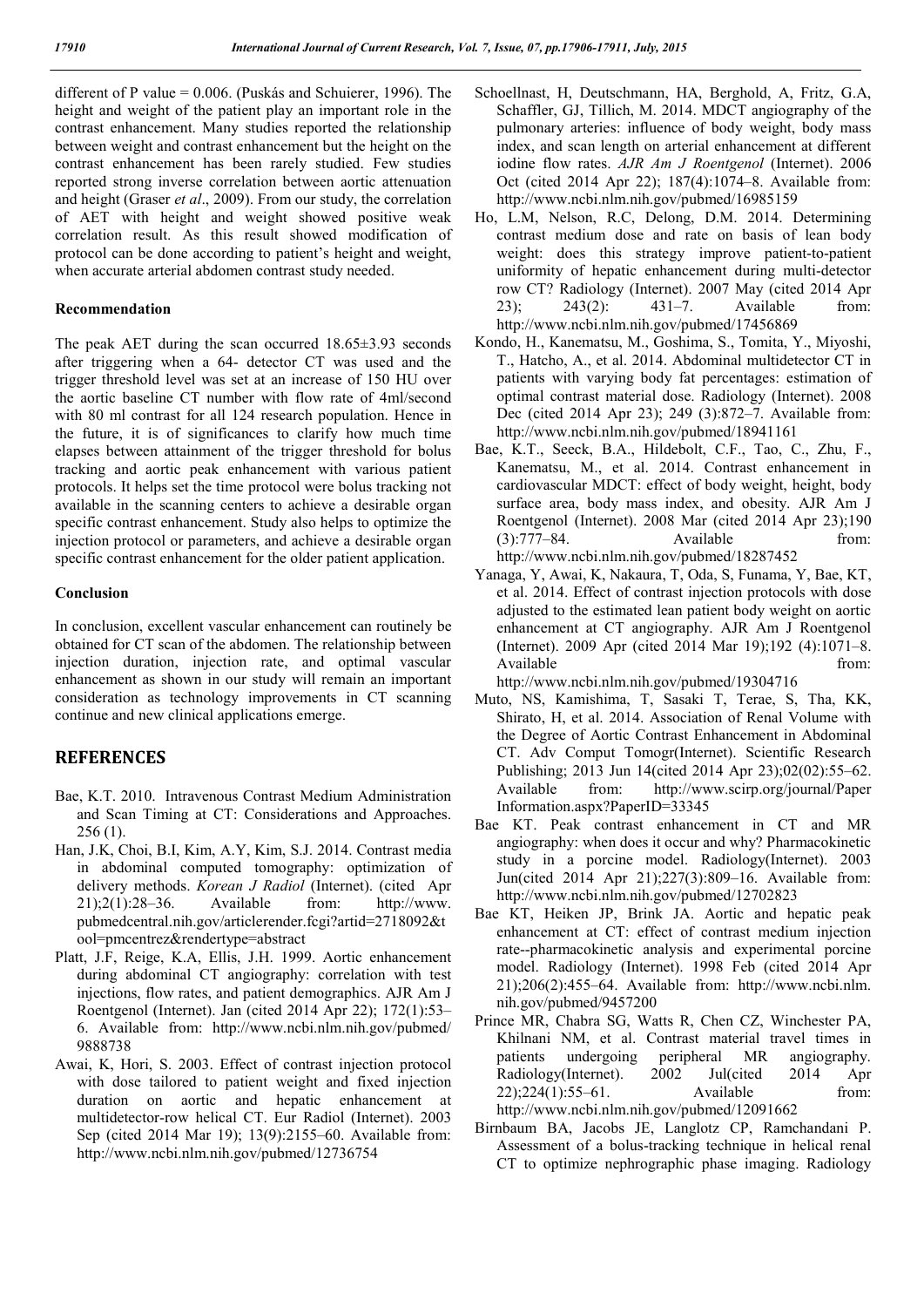different of P value = 0.006. (Puskás and Schuierer, 1996). The height and weight of the patient play an important role in the contrast enhancement. Many studies reported the relationship between weight and contrast enhancement but the height on the contrast enhancement has been rarely studied. Few studies reported strong inverse correlation between aortic attenuation and height (Graser *et al*., 2009). From our study, the correlation of AET with height and weight showed positive weak correlation result. As this result showed modification of protocol can be done according to patient's height and weight, when accurate arterial abdomen contrast study needed.

### Recommendation

The peak AET during the scan occurred 18.65±3.93 seconds after triggering when a 64- detector CT was used and the trigger threshold level was set at an increase of 150 HU over the aortic baseline CT number with flow rate of 4ml/second with 80 ml contrast for all 124 research population. Hence in the future, it is of significances to clarify how much time elapses between attainment of the trigger threshold for bolus tracking and aortic peak enhancement with various patient protocols. It helps set the time protocol were bolus tracking not available in the scanning centers to achieve a desirable organ specific contrast enhancement. Study also helps to optimize the injection protocol or parameters, and achieve a desirable organ specific contrast enhancement for the older patient application.

### Conclusion

In conclusion, excellent vascular enhancement can routinely be obtained for CT scan of the abdomen. The relationship between injection duration, injection rate, and optimal vascular enhancement as shown in our study will remain an important consideration as technology improvements in CT scanning continue and new clinical applications emerge.

## REFERENCES

- Bae, K.T. 2010. Intravenous Contrast Medium Administration and Scan Timing at CT: Considerations and Approaches. 256 (1).
- Han, J.K, Choi, B.I, Kim, A.Y, Kim, S.J. 2014. Contrast media in abdominal computed tomography: optimization of delivery methods. *Korean J Radiol* (Internet). (cited Apr 21);2(1):28–36. Available from: http://www.pubmedcentral.nih.gov/articlerender.fcgi?artid=2718092&tool=pmcentrez&rendertype=abstract
- Platt, J.F, Reige, K.A, Ellis, J.H. 1999. Aortic enhancement during abdominal CT angiography: correlation with test injections, flow rates, and patient demographics. AJR Am J Roentgenol (Internet). Jan (cited 2014 Apr 22); 172(1):53–6. Available from: http://www.ncbi.nlm.nih.gov/pubmed/9888738
- Awai, K, Hori, S. 2003. Effect of contrast injection protocol with dose tailored to patient weight and fixed injection duration on aortic and hepatic enhancement at multidetector-row helical CT. Eur Radiol (Internet). 2003 Sep (cited 2014 Mar 19); 13(9):2155–60. Available from: http://www.ncbi.nlm.nih.gov/pubmed/12736754
- Schoellnast, H, Deutschmann, HA, Berghold, A, Fritz, G.A, Schaffler, GJ, Tillich, M. 2014. MDCT angiography of the pulmonary arteries: influence of body weight, body mass index, and scan length on arterial enhancement at different iodine flow rates. *AJR Am J Roentgenol* (Internet). 2006 Oct (cited 2014 Apr 22); 187(4):1074–8. Available from: http://www.ncbi.nlm.nih.gov/pubmed/16985159
- Ho, L.M, Nelson, R.C, Delong, D.M. 2014. Determining contrast medium dose and rate on basis of lean body weight: does this strategy improve patient-to-patient uniformity of hepatic enhancement during multi-detector row CT? Radiology (Internet). 2007 May (cited 2014 Apr 23); 243(2): 431–7. Available from: http://www.ncbi.nlm.nih.gov/pubmed/17456869
- Kondo, H., Kanematsu, M., Goshima, S., Tomita, Y., Miyoshi, T., Hatcho, A., et al. 2014. Abdominal multidetector CT in patients with varying body fat percentages: estimation of optimal contrast material dose. Radiology (Internet). 2008 Dec (cited 2014 Apr 23); 249 (3):872–7. Available from: http://www.ncbi.nlm.nih.gov/pubmed/18941161
- Bae, K.T., Seeck, B.A., Hildebolt, C.F., Tao, C., Zhu, F., Kanematsu, M., et al. 2014. Contrast enhancement in cardiovascular MDCT: effect of body weight, height, body surface area, body mass index, and obesity. AJR Am J Roentgenol (Internet). 2008 Mar (cited 2014 Apr 23);190 (3):777–84. Available from: http://www.ncbi.nlm.nih.gov/pubmed/18287452
- Yanaga, Y, Awai, K, Nakaura, T, Oda, S, Funama, Y, Bae, KT, et al. 2014. Effect of contrast injection protocols with dose adjusted to the estimated lean patient body weight on aortic enhancement at CT angiography. AJR Am J Roentgenol (Internet). 2009 Apr (cited 2014 Mar 19);192 (4):1071–8. Available from: http://www.ncbi.nlm.nih.gov/pubmed/19304716
- Muto, NS, Kamishima, T, Sasaki T, Terae, S, Tha, KK, Shirato, H, et al. 2014. Association of Renal Volume with the Degree of Aortic Contrast Enhancement in Abdominal CT. Adv Comput Tomogr(Internet). Scientific Research Publishing; 2013 Jun 14(cited 2014 Apr 23);02(02):55–62. Available from: http://www.scirp.org/journal/PaperInformation.aspx?PaperID=33345
- Bae KT. Peak contrast enhancement in CT and MR angiography: when does it occur and why? Pharmacokinetic study in a porcine model. Radiology(Internet). 2003 Jun(cited 2014 Apr 21);227(3):809–16. Available from: http://www.ncbi.nlm.nih.gov/pubmed/12702823
- Bae KT, Heiken JP, Brink JA. Aortic and hepatic peak enhancement at CT: effect of contrast medium injection rate--pharmacokinetic analysis and experimental porcine model. Radiology (Internet). 1998 Feb (cited 2014 Apr 21);206(2):455–64. Available from: http://www.ncbi.nlm.nih.gov/pubmed/9457200
- Prince MR, Chabra SG, Watts R, Chen CZ, Winchester PA, Khilnani NM, et al. Contrast material travel times in patients undergoing peripheral MR angiography. Radiology(Internet). 2002 Jul(cited 2014 Apr 22);224(1):55–61. Available from: http://www.ncbi.nlm.nih.gov/pubmed/12091662
- Birnbaum BA, Jacobs JE, Langlotz CP, Ramchandani P. Assessment of a bolus-tracking technique in helical renal CT to optimize nephrographic phase imaging. Radiology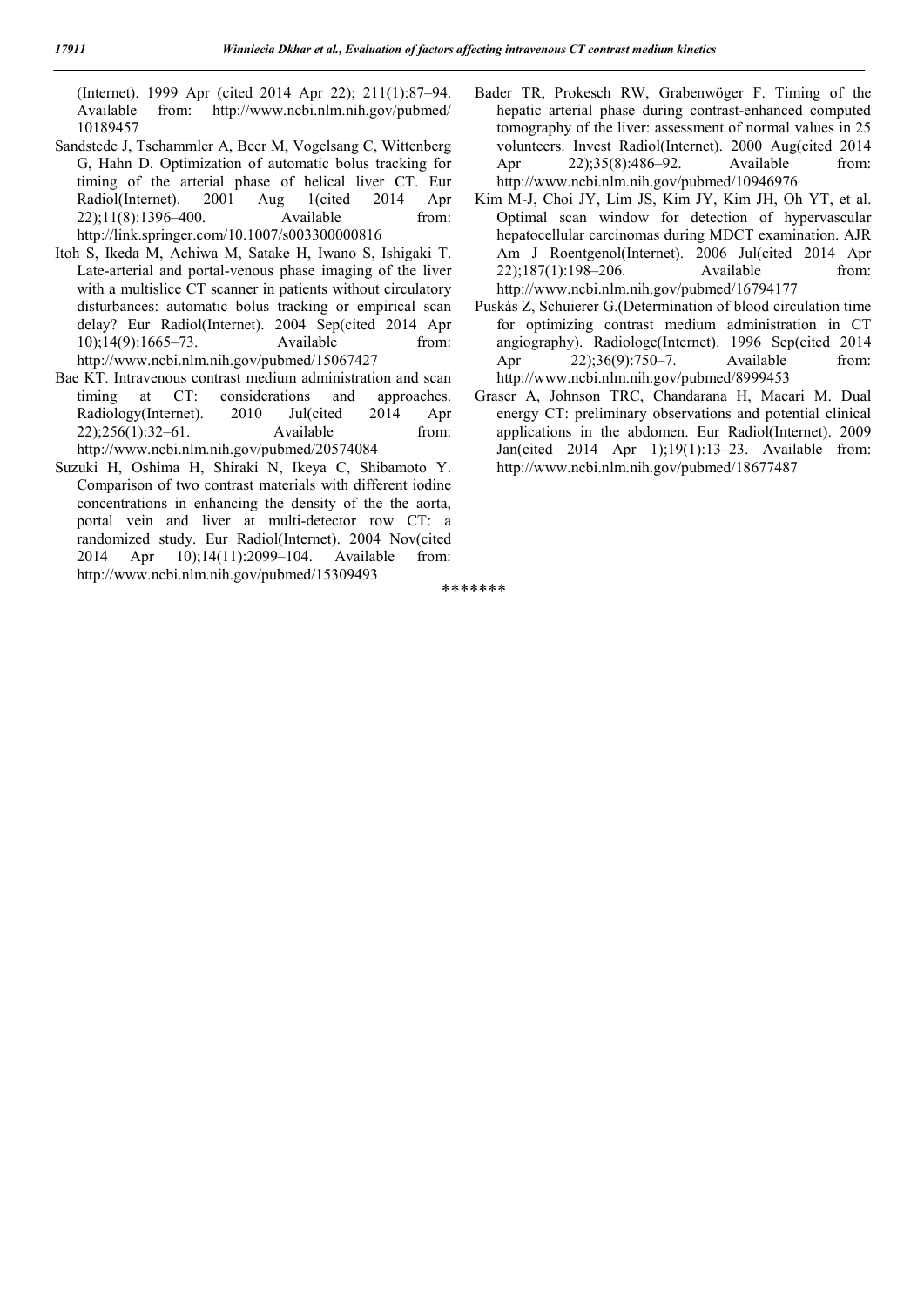(Internet). 1999 Apr (cited 2014 Apr 22); 211(1):87–94. Available from: http://www.ncbi.nlm.nih.gov/pubmed/10189457

Sandstede J, Tschammler A, Beer M, Vogelsang C, Wittenberg G, Hahn D. Optimization of automatic bolus tracking for timing of the arterial phase of helical liver CT. Eur Radiol(Internet). 2001 Aug 1(cited 2014 Apr 22);11(8):1396–400. Available from: http://link.springer.com/10.1007/s003300000816

Itoh S, Ikeda M, Achiwa M, Satake H, Iwano S, Ishigaki T. Late-arterial and portal-venous phase imaging of the liver with a multislice CT scanner in patients without circulatory disturbances: automatic bolus tracking or empirical scan delay? Eur Radiol(Internet). 2004 Sep(cited 2014 Apr 10);14(9):1665–73. Available from: http://www.ncbi.nlm.nih.gov/pubmed/15067427

Bae KT. Intravenous contrast medium administration and scan timing at CT: considerations and approaches. Radiology(Internet). 2010 Jul(cited 2014 Apr 22);256(1):32–61. Available from: http://www.ncbi.nlm.nih.gov/pubmed/20574084

Suzuki H, Oshima H, Shiraki N, Ikeya C, Shibamoto Y. Comparison of two contrast materials with different iodine concentrations in enhancing the density of the the aorta, portal vein and liver at multi-detector row CT: a randomized study. Eur Radiol(Internet). 2004 Nov(cited 2014 Apr 10);14(11):2099–104. Available from: http://www.ncbi.nlm.nih.gov/pubmed/15309493

Bader TR, Prokesch RW, Grabenwöger F. Timing of the hepatic arterial phase during contrast-enhanced computed tomography of the liver: assessment of normal values in 25 volunteers. Invest Radiol(Internet). 2000 Aug(cited 2014 Apr 22);35(8):486–92. Available from: http://www.ncbi.nlm.nih.gov/pubmed/10946976

Kim M-J, Choi JY, Lim JS, Kim JY, Kim JH, Oh YT, et al. Optimal scan window for detection of hypervascular hepatocellular carcinomas during MDCT examination. AJR Am J Roentgenol(Internet). 2006 Jul(cited 2014 Apr 22);187(1):198–206. Available from: http://www.ncbi.nlm.nih.gov/pubmed/16794177

Puskás Z, Schuierer G.(Determination of blood circulation time for optimizing contrast medium administration in CT angiography). Radiologe(Internet). 1996 Sep(cited 2014 Apr 22);36(9):750–7. Available from: http://www.ncbi.nlm.nih.gov/pubmed/8999453

Graser A, Johnson TRC, Chandarana H, Macari M. Dual energy CT: preliminary observations and potential clinical applications in the abdomen. Eur Radiol(Internet). 2009 Jan(cited 2014 Apr 1);19(1):13–23. Available from: http://www.ncbi.nlm.nih.gov/pubmed/18677487

\*\*\*\*\*\*\*